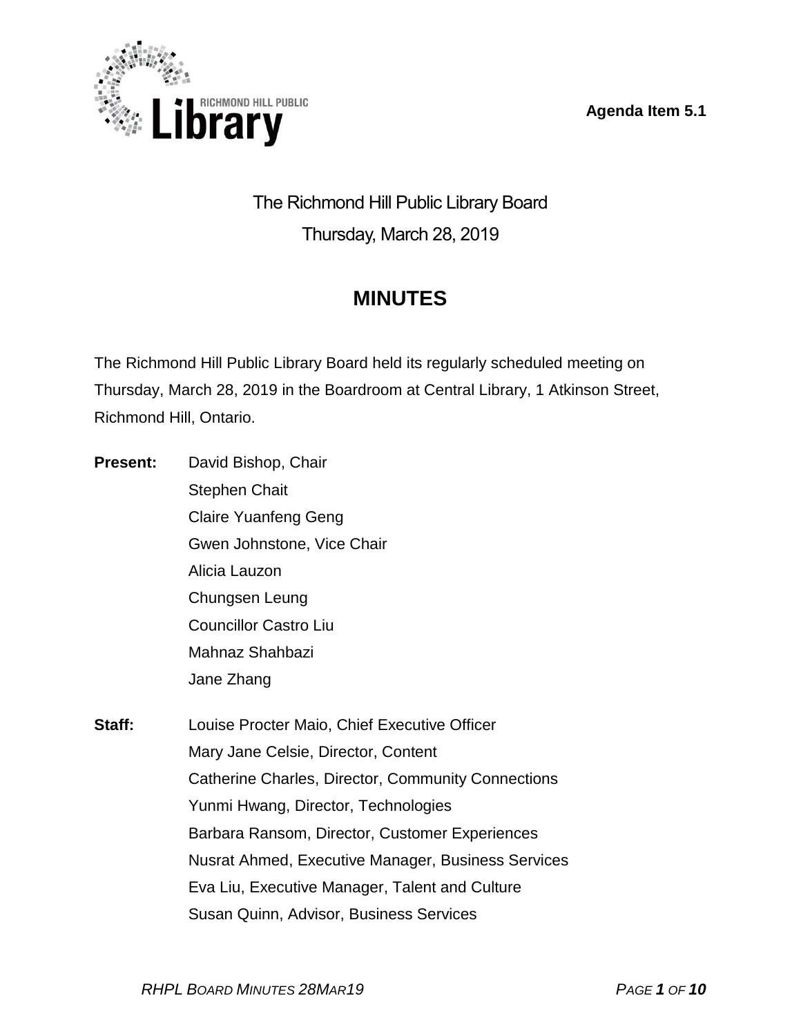Agenda Item 5.1

# The Richmond Hill Public Library Board

Thursday, March 28, 2019

## MINUTES

The Richmond Hill Public Library Board held its regularly scheduled meeting on Thursday, March 28, 2019 in the Boardroom at Central Library, 1 Atkinson Street, Richmond Hill, Ontario.

**Present:**
David Bishop, Chair
Stephen Chait
Claire Yuanfeng Geng
Gwen Johnstone, Vice Chair
Alicia Lauzon
Chungsen Leung
Councillor Castro Liu
Mahnaz Shahbazi
Jane Zhang

**Staff:**
Louise Procter Maio, Chief Executive Officer
Mary Jane Celsie, Director, Content
Catherine Charles, Director, Community Connections
Yunmi Hwang, Director, Technologies
Barbara Ransom, Director, Customer Experiences
Nusrat Ahmed, Executive Manager, Business Services
Eva Liu, Executive Manager, Talent and Culture
Susan Quinn, Advisor, Business Services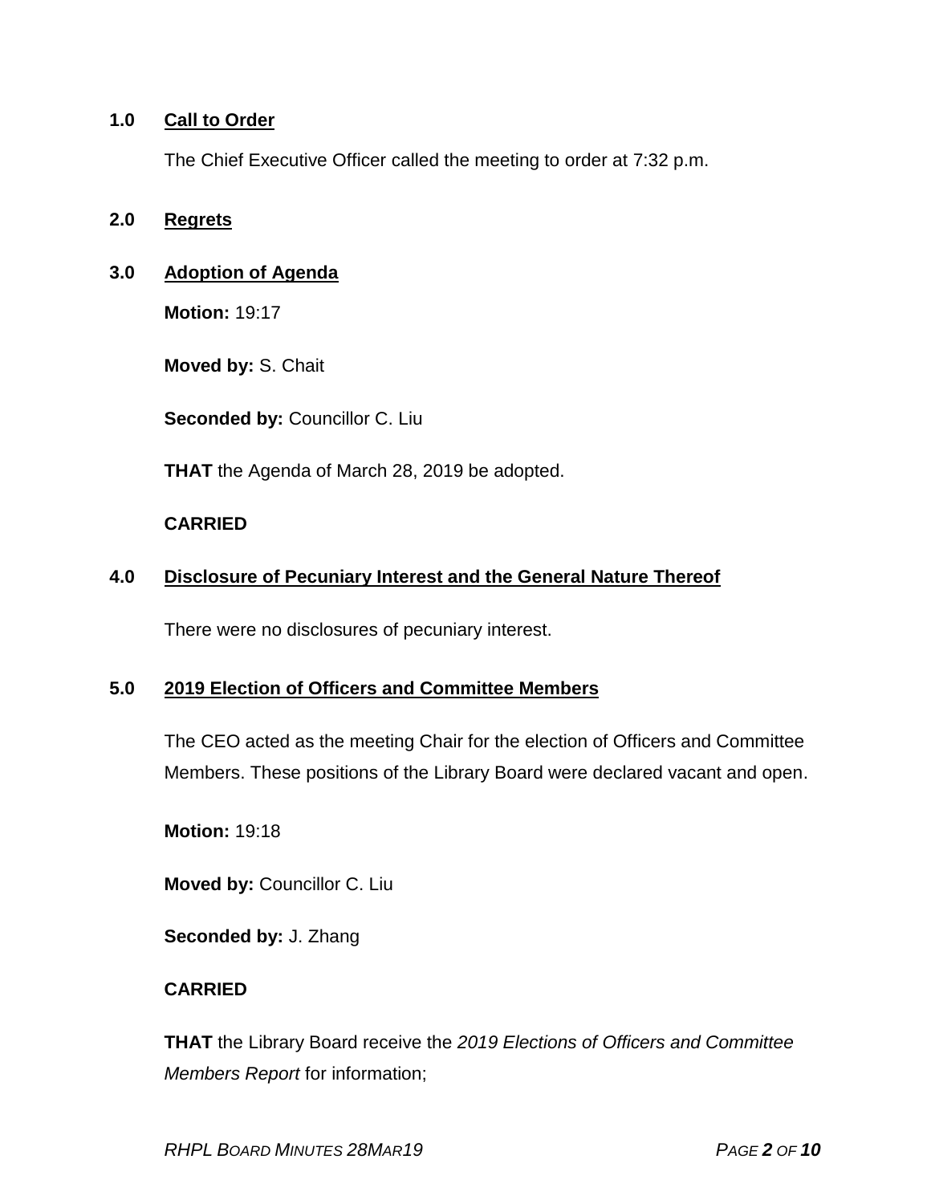## 1.0 Call to Order

The Chief Executive Officer called the meeting to order at 7:32 p.m.

## 2.0 Regrets

## 3.0 Adoption of Agenda

**Motion:** 19:17

**Moved by:** S. Chait

**Seconded by:** Councillor C. Liu

**THAT** the Agenda of March 28, 2019 be adopted.

**CARRIED**

## 4.0 Disclosure of Pecuniary Interest and the General Nature Thereof

There were no disclosures of pecuniary interest.

## 5.0 2019 Election of Officers and Committee Members

The CEO acted as the meeting Chair for the election of Officers and Committee Members. These positions of the Library Board were declared vacant and open.

**Motion:** 19:18

**Moved by:** Councillor C. Liu

**Seconded by:** J. Zhang

**CARRIED**

**THAT** the Library Board receive the *2019 Elections of Officers and Committee Members Report* for information;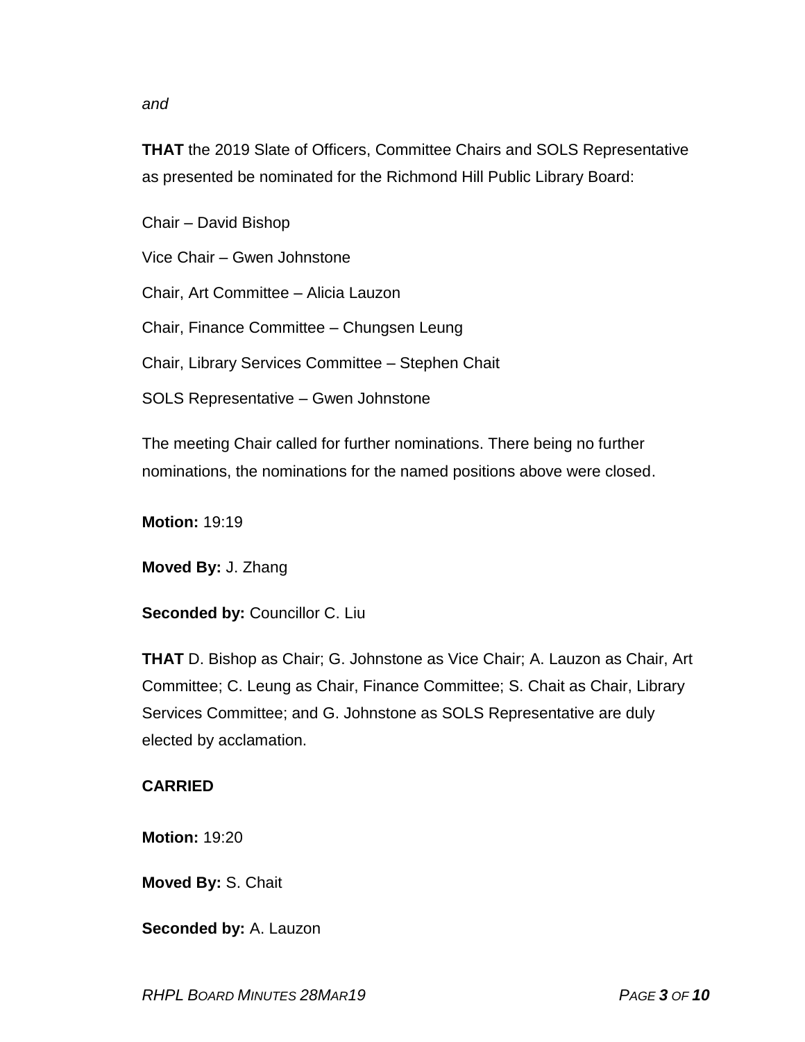*and*

**THAT** the 2019 Slate of Officers, Committee Chairs and SOLS Representative as presented be nominated for the Richmond Hill Public Library Board:

Chair – David Bishop

Vice Chair – Gwen Johnstone

Chair, Art Committee – Alicia Lauzon

Chair, Finance Committee – Chungsen Leung

Chair, Library Services Committee – Stephen Chait

SOLS Representative – Gwen Johnstone

The meeting Chair called for further nominations. There being no further nominations, the nominations for the named positions above were closed.

**Motion:** 19:19

**Moved By:** J. Zhang

**Seconded by:** Councillor C. Liu

**THAT** D. Bishop as Chair; G. Johnstone as Vice Chair; A. Lauzon as Chair, Art Committee; C. Leung as Chair, Finance Committee; S. Chait as Chair, Library Services Committee; and G. Johnstone as SOLS Representative are duly elected by acclamation.

**CARRIED**

**Motion:** 19:20

**Moved By:** S. Chait

**Seconded by:** A. Lauzon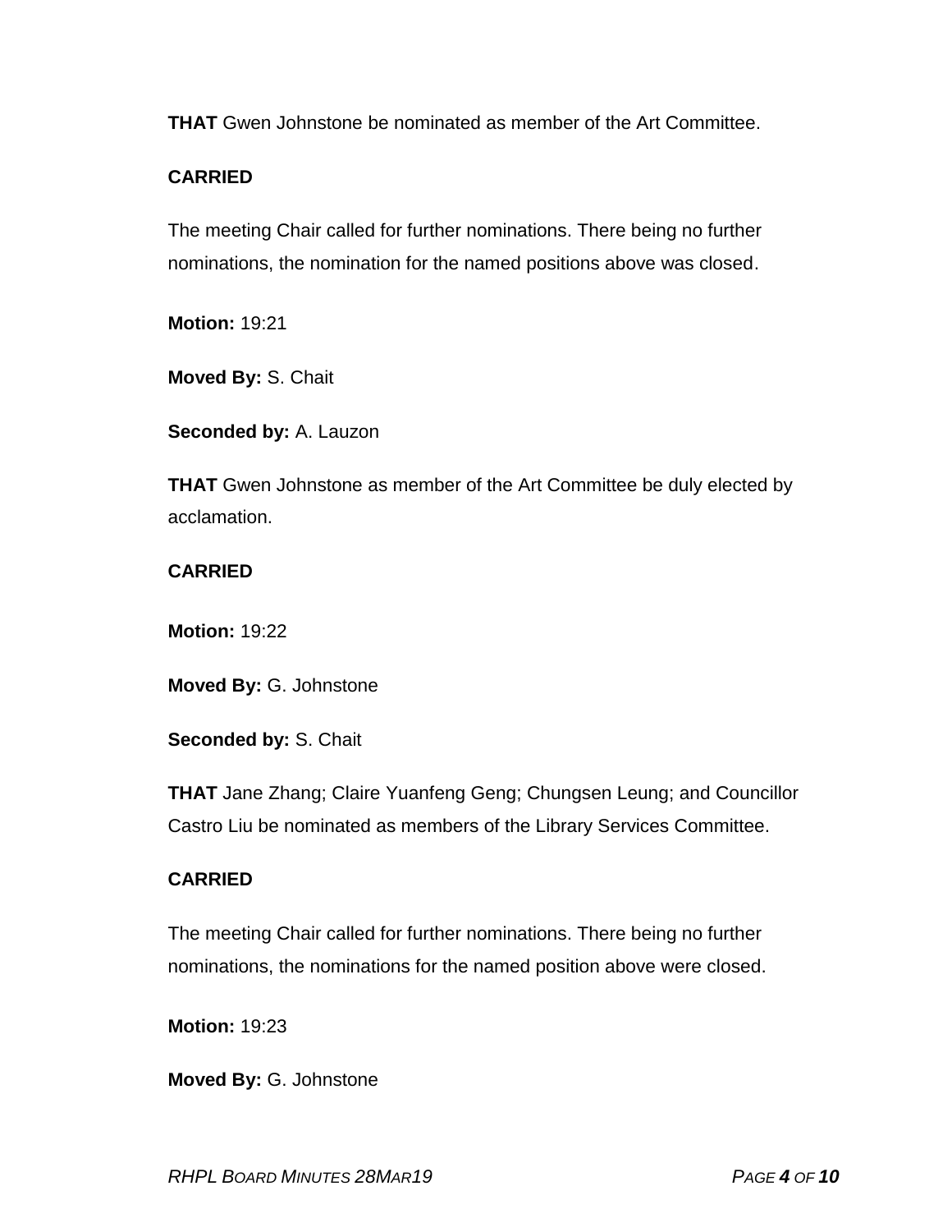**THAT** Gwen Johnstone be nominated as member of the Art Committee.

**CARRIED**

The meeting Chair called for further nominations. There being no further nominations, the nomination for the named positions above was closed.

**Motion:** 19:21

**Moved By:** S. Chait

**Seconded by:** A. Lauzon

**THAT** Gwen Johnstone as member of the Art Committee be duly elected by acclamation.

**CARRIED**

**Motion:** 19:22

**Moved By:** G. Johnstone

**Seconded by:** S. Chait

**THAT** Jane Zhang; Claire Yuanfeng Geng; Chungsen Leung; and Councillor Castro Liu be nominated as members of the Library Services Committee.

**CARRIED**

The meeting Chair called for further nominations. There being no further nominations, the nominations for the named position above were closed.

**Motion:** 19:23

**Moved By:** G. Johnstone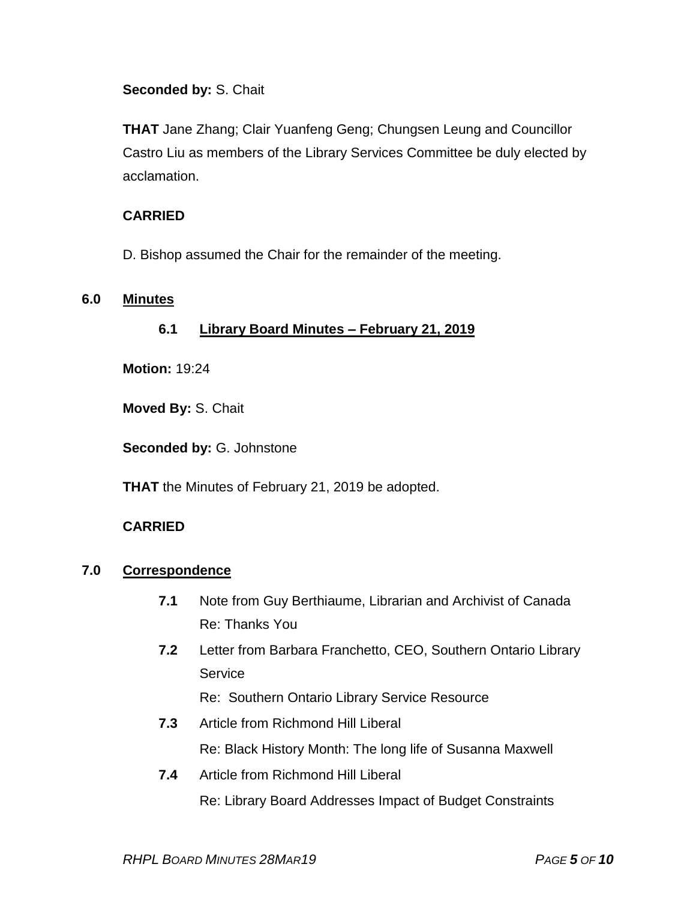**Seconded by:** S. Chait

**THAT** Jane Zhang; Clair Yuanfeng Geng; Chungsen Leung and Councillor Castro Liu as members of the Library Services Committee be duly elected by acclamation.

**CARRIED**

D. Bishop assumed the Chair for the remainder of the meeting.

## 6.0 Minutes

### 6.1 Library Board Minutes – February 21, 2019

**Motion:** 19:24

**Moved By:** S. Chait

**Seconded by:** G. Johnstone

**THAT** the Minutes of February 21, 2019 be adopted.

**CARRIED**

## 7.0 Correspondence

- **7.1** Note from Guy Berthiaume, Librarian and Archivist of Canada
  Re: Thanks You
- **7.2** Letter from Barbara Franchetto, CEO, Southern Ontario Library Service
  Re: Southern Ontario Library Service Resource
- **7.3** Article from Richmond Hill Liberal
  Re: Black History Month: The long life of Susanna Maxwell
- **7.4** Article from Richmond Hill Liberal
  Re: Library Board Addresses Impact of Budget Constraints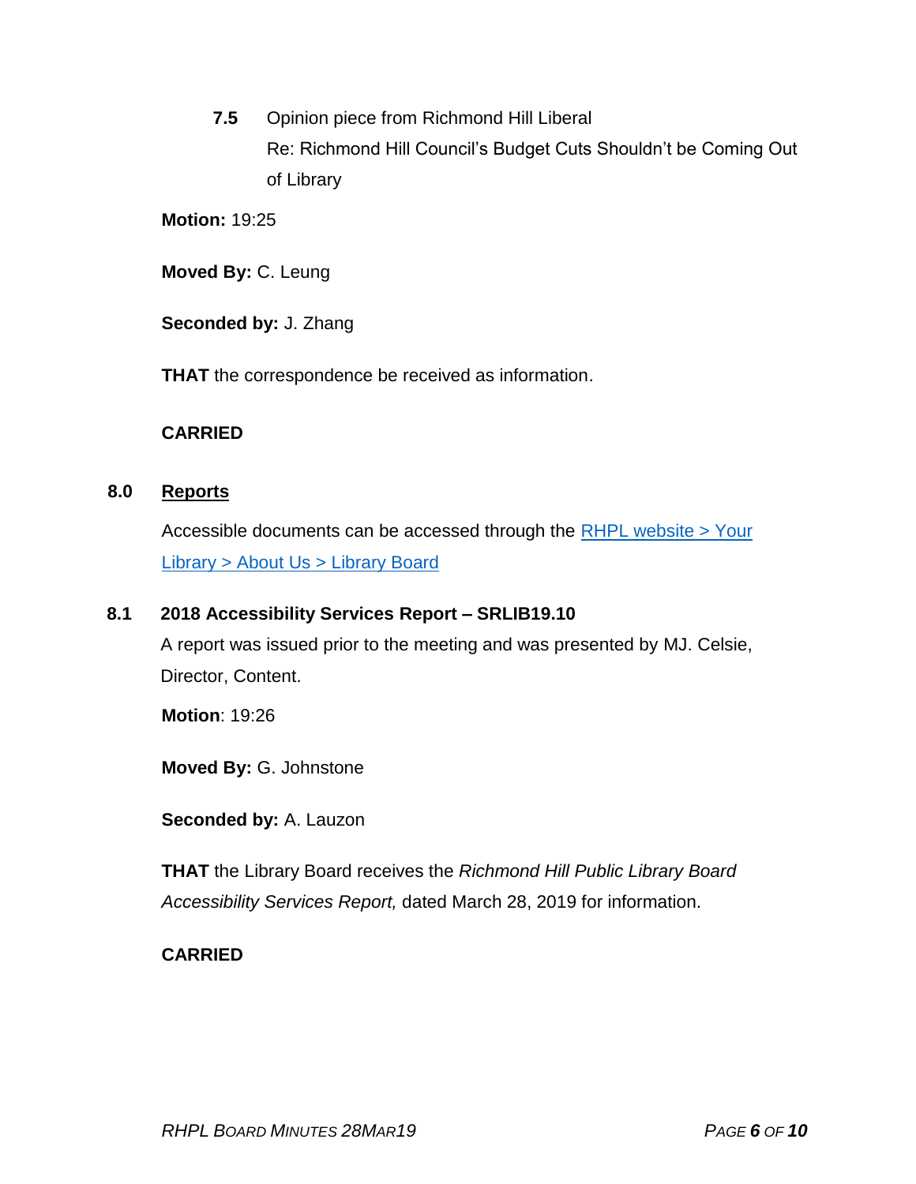**7.5** Opinion piece from Richmond Hill Liberal
Re: Richmond Hill Council's Budget Cuts Shouldn't be Coming Out of Library

**Motion:** 19:25

**Moved By:** C. Leung

**Seconded by:** J. Zhang

**THAT** the correspondence be received as information.

**CARRIED**

## 8.0 Reports

Accessible documents can be accessed through the [RHPL website > Your Library > About Us > Library Board]()

### 8.1 2018 Accessibility Services Report – SRLIB19.10

A report was issued prior to the meeting and was presented by MJ. Celsie, Director, Content.

**Motion**: 19:26

**Moved By:** G. Johnstone

**Seconded by:** A. Lauzon

**THAT** the Library Board receives the *Richmond Hill Public Library Board Accessibility Services Report,* dated March 28, 2019 for information.

**CARRIED**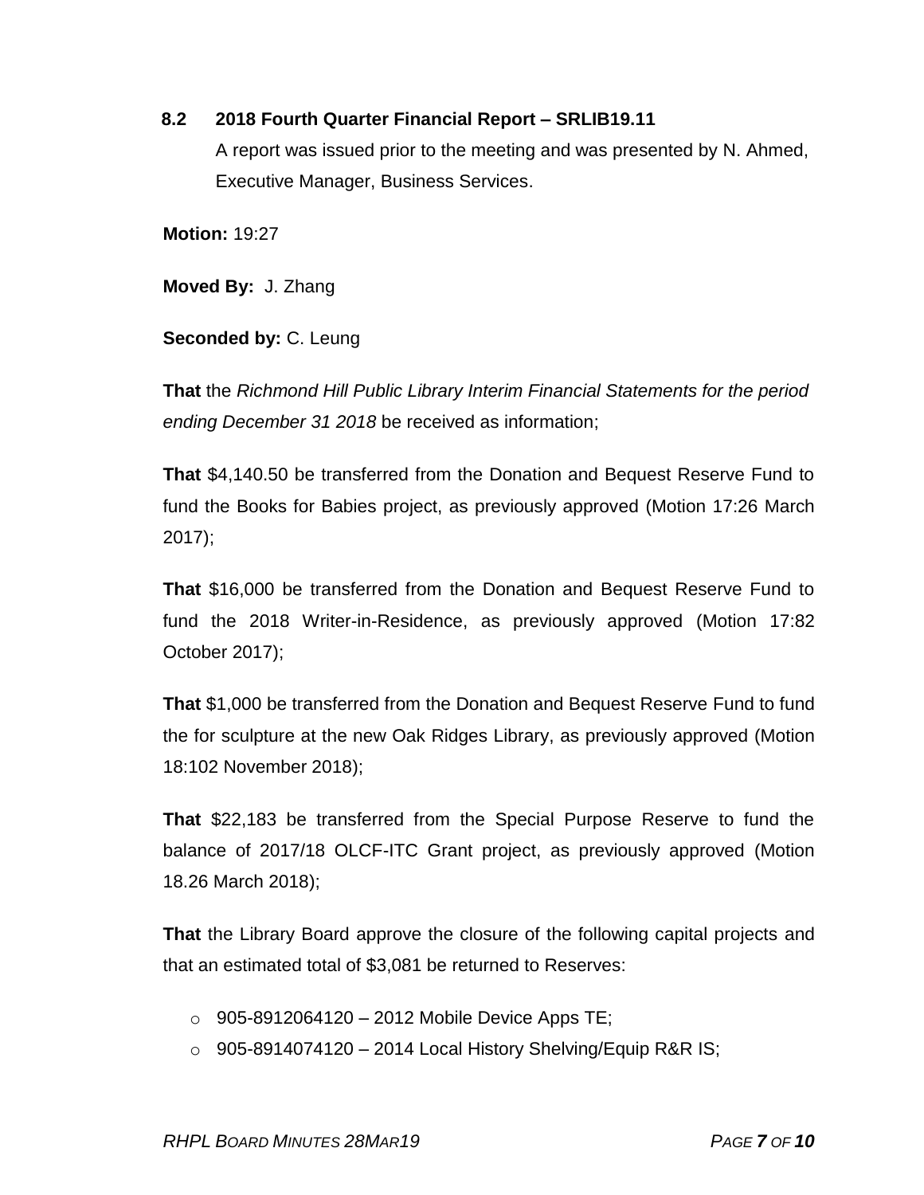### 8.2 2018 Fourth Quarter Financial Report – SRLIB19.11

A report was issued prior to the meeting and was presented by N. Ahmed, Executive Manager, Business Services.

**Motion:** 19:27

**Moved By:** J. Zhang

**Seconded by:** C. Leung

**That** the *Richmond Hill Public Library Interim Financial Statements for the period ending December 31 2018* be received as information;

**That** $4,140.50 be transferred from the Donation and Bequest Reserve Fund to fund the Books for Babies project, as previously approved (Motion 17:26 March 2017);

**That** $16,000 be transferred from the Donation and Bequest Reserve Fund to fund the 2018 Writer-in-Residence, as previously approved (Motion 17:82 October 2017);

**That** $1,000 be transferred from the Donation and Bequest Reserve Fund to fund the for sculpture at the new Oak Ridges Library, as previously approved (Motion 18:102 November 2018);

**That** $22,183 be transferred from the Special Purpose Reserve to fund the balance of 2017/18 OLCF-ITC Grant project, as previously approved (Motion 18.26 March 2018);

**That** the Library Board approve the closure of the following capital projects and that an estimated total of $3,081 be returned to Reserves:

- 905-8912064120 – 2012 Mobile Device Apps TE;
- 905-8914074120 – 2014 Local History Shelving/Equip R&R IS;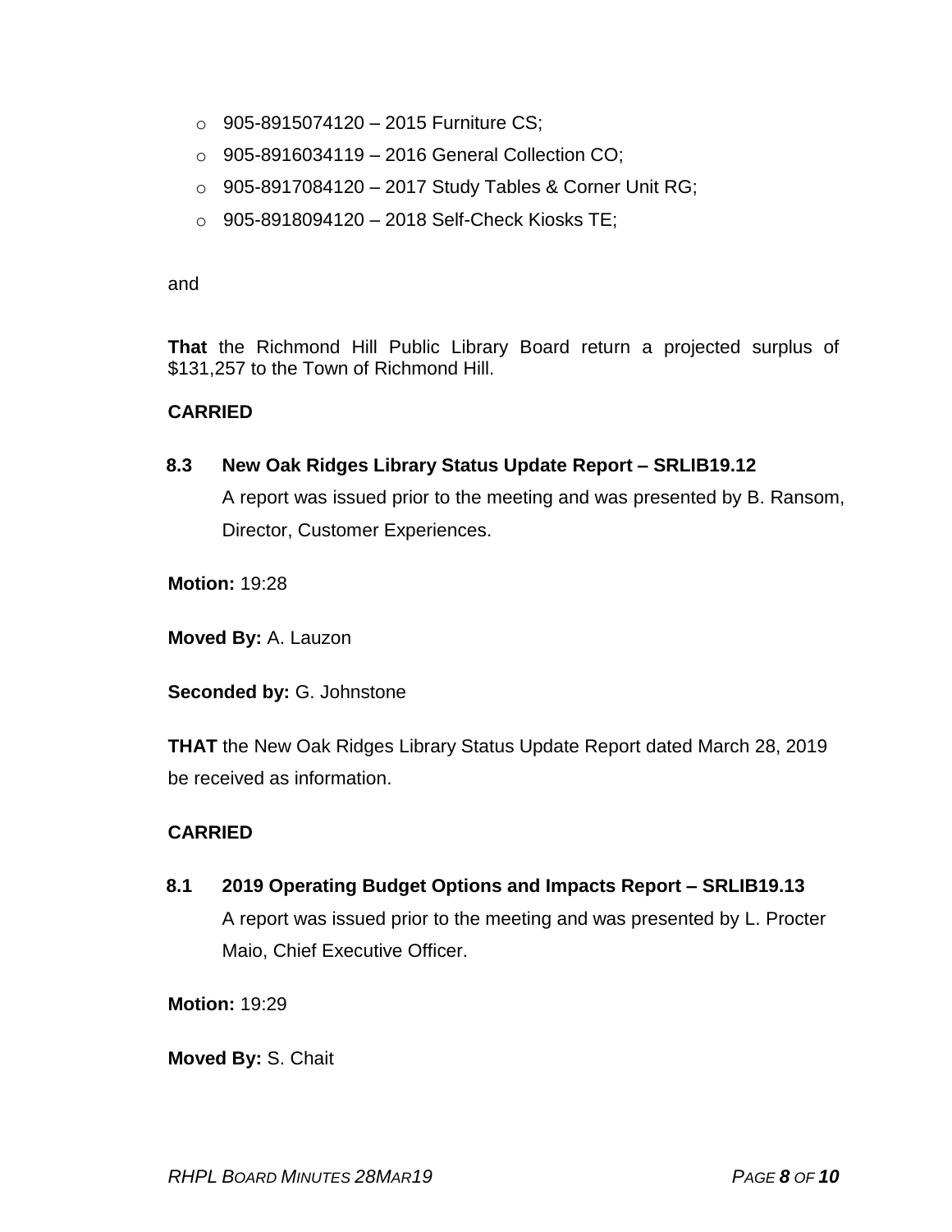- 905-8915074120 – 2015 Furniture CS;
- 905-8916034119 – 2016 General Collection CO;
- 905-8917084120 – 2017 Study Tables & Corner Unit RG;
- 905-8918094120 – 2018 Self-Check Kiosks TE;

and

**That** the Richmond Hill Public Library Board return a projected surplus of $131,257 to the Town of Richmond Hill.

**CARRIED**

### 8.3 New Oak Ridges Library Status Update Report – SRLIB19.12

A report was issued prior to the meeting and was presented by B. Ransom, Director, Customer Experiences.

**Motion:** 19:28

**Moved By:** A. Lauzon

**Seconded by:** G. Johnstone

**THAT** the New Oak Ridges Library Status Update Report dated March 28, 2019 be received as information.

**CARRIED**

### 8.1 2019 Operating Budget Options and Impacts Report – SRLIB19.13

A report was issued prior to the meeting and was presented by L. Procter Maio, Chief Executive Officer.

**Motion:** 19:29

**Moved By:** S. Chait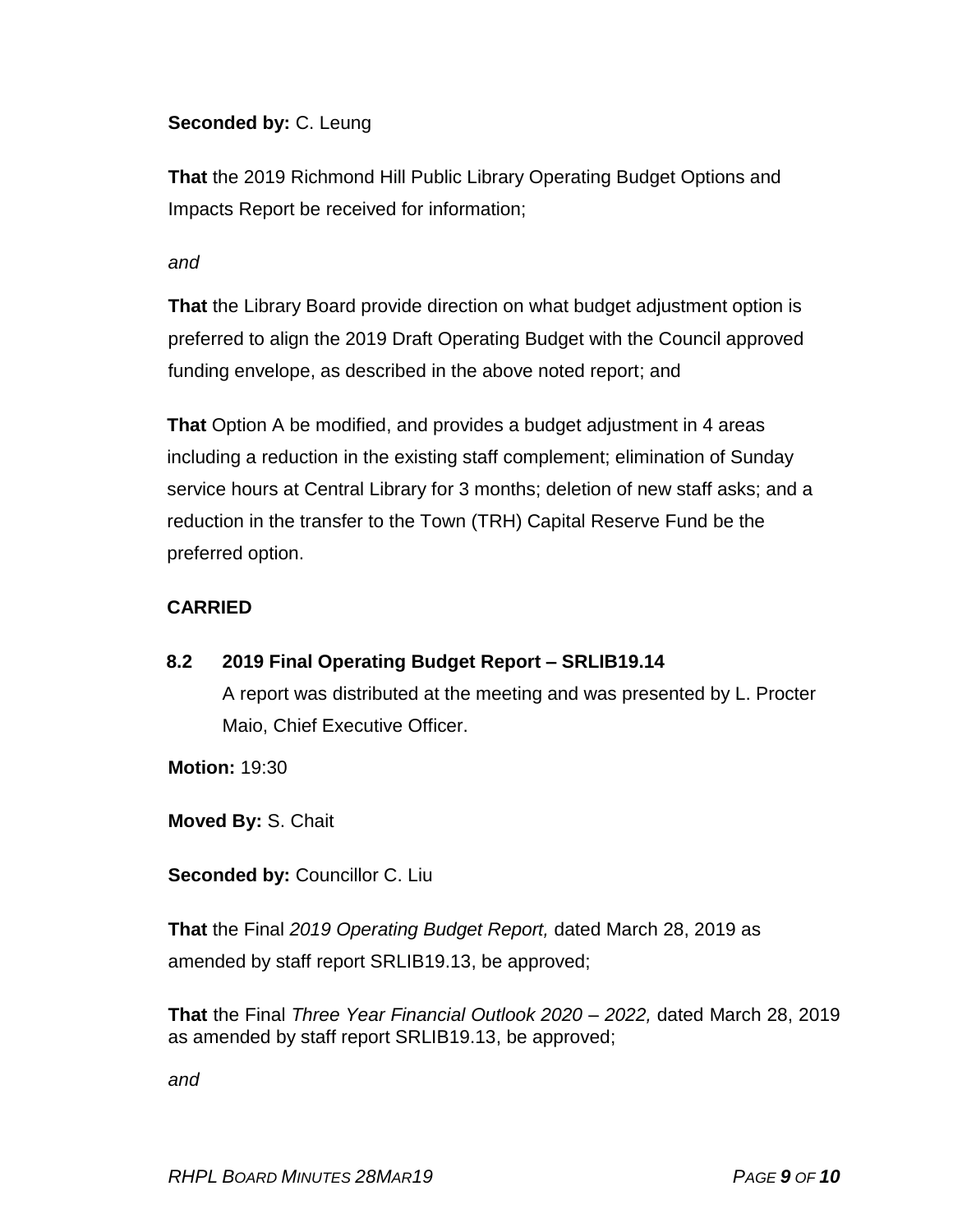**Seconded by:** C. Leung

**That** the 2019 Richmond Hill Public Library Operating Budget Options and Impacts Report be received for information;

*and*

**That** the Library Board provide direction on what budget adjustment option is preferred to align the 2019 Draft Operating Budget with the Council approved funding envelope, as described in the above noted report; and

**That** Option A be modified, and provides a budget adjustment in 4 areas including a reduction in the existing staff complement; elimination of Sunday service hours at Central Library for 3 months; deletion of new staff asks; and a reduction in the transfer to the Town (TRH) Capital Reserve Fund be the preferred option.

**CARRIED**

### 8.2 2019 Final Operating Budget Report – SRLIB19.14

A report was distributed at the meeting and was presented by L. Procter Maio, Chief Executive Officer.

**Motion:** 19:30

**Moved By:** S. Chait

**Seconded by:** Councillor C. Liu

**That** the Final *2019 Operating Budget Report,* dated March 28, 2019 as amended by staff report SRLIB19.13, be approved;

**That** the Final *Three Year Financial Outlook 2020 – 2022,* dated March 28, 2019 as amended by staff report SRLIB19.13, be approved;

*and*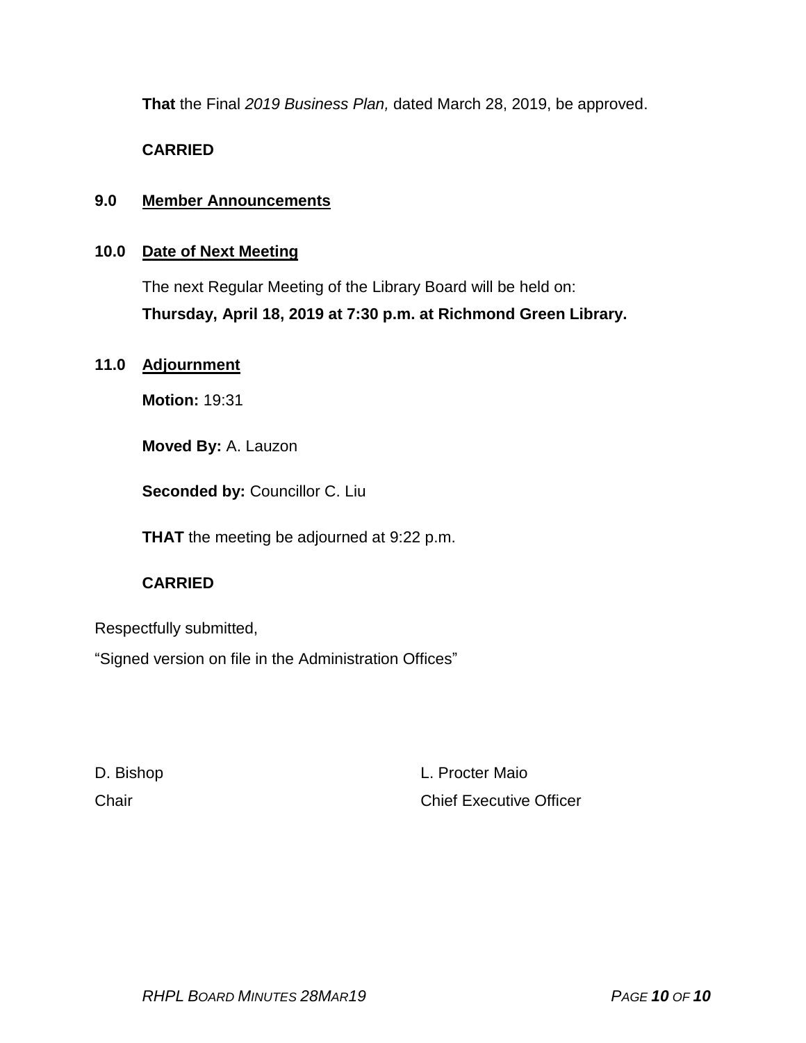**That** the Final *2019 Business Plan,* dated March 28, 2019, be approved.

**CARRIED**

**9.0 Member Announcements**

**10.0 Date of Next Meeting**

The next Regular Meeting of the Library Board will be held on:
**Thursday, April 18, 2019 at 7:30 p.m. at Richmond Green Library.**

**11.0 Adjournment**

**Motion:** 19:31

**Moved By:** A. Lauzon

**Seconded by:** Councillor C. Liu

**THAT** the meeting be adjourned at 9:22 p.m.

**CARRIED**

Respectfully submitted,

"Signed version on file in the Administration Offices"

D. Bishop
Chair

L. Procter Maio
Chief Executive Officer